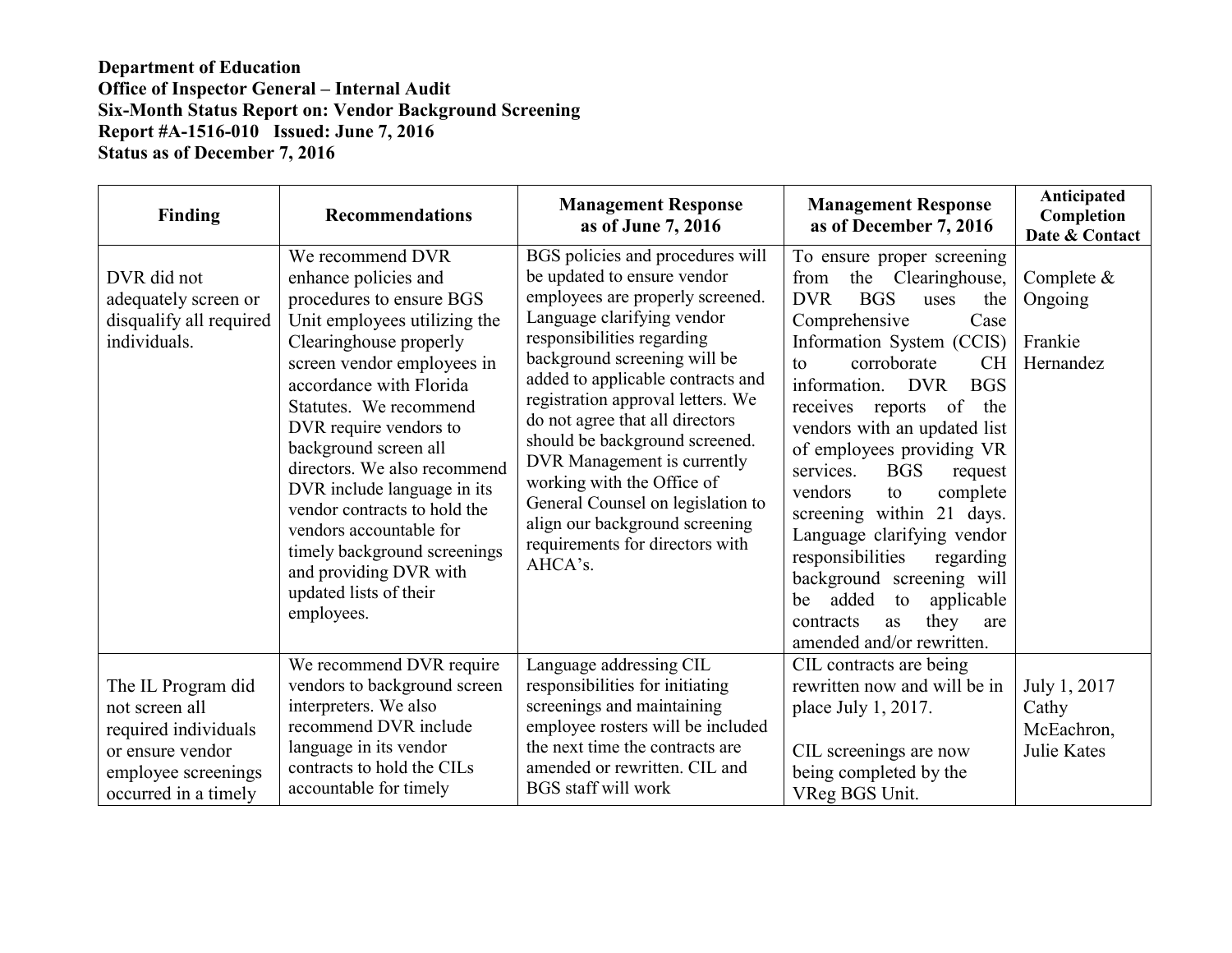**Department of Education**
**Office of Inspector General – Internal Audit**
**Six-Month Status Report on: Vendor Background Screening**
**Report #A-1516-010 Issued: June 7, 2016**
**Status as of December 7, 2016**

| Finding | Recommendations | Management Response as of June 7, 2016 | Management Response as of December 7, 2016 | Anticipated Completion Date & Contact |
|---|---|---|---|---|
| DVR did not adequately screen or disqualify all required individuals. | We recommend DVR enhance policies and procedures to ensure BGS Unit employees utilizing the Clearinghouse properly screen vendor employees in accordance with Florida Statutes. We recommend DVR require vendors to background screen all directors. We also recommend DVR include language in its vendor contracts to hold the vendors accountable for timely background screenings and providing DVR with updated lists of their employees. | BGS policies and procedures will be updated to ensure vendor employees are properly screened. Language clarifying vendor responsibilities regarding background screening will be added to applicable contracts and registration approval letters. We do not agree that all directors should be background screened. DVR Management is currently working with the Office of General Counsel on legislation to align our background screening requirements for directors with AHCA's. | To ensure proper screening from the Clearinghouse, DVR BGS uses the Comprehensive Case Information System (CCIS) to corroborate CH information. DVR BGS receives reports of the vendors with an updated list of employees providing VR services. BGS request vendors to complete screening within 21 days. Language clarifying vendor responsibilities regarding background screening will be added to applicable contracts as they are amended and/or rewritten. | Complete & Ongoing<br><br>Frankie Hernandez |
| The IL Program did not screen all required individuals or ensure vendor employee screenings occurred in a timely | We recommend DVR require vendors to background screen interpreters. We also recommend DVR include language in its vendor contracts to hold the CILs accountable for timely | Language addressing CIL responsibilities for initiating screenings and maintaining employee rosters will be included the next time the contracts are amended or rewritten. CIL and BGS staff will work | CIL contracts are being rewritten now and will be in place July 1, 2017.<br><br>CIL screenings are now being completed by the VReg BGS Unit. | July 1, 2017<br>Cathy McEachron, Julie Kates |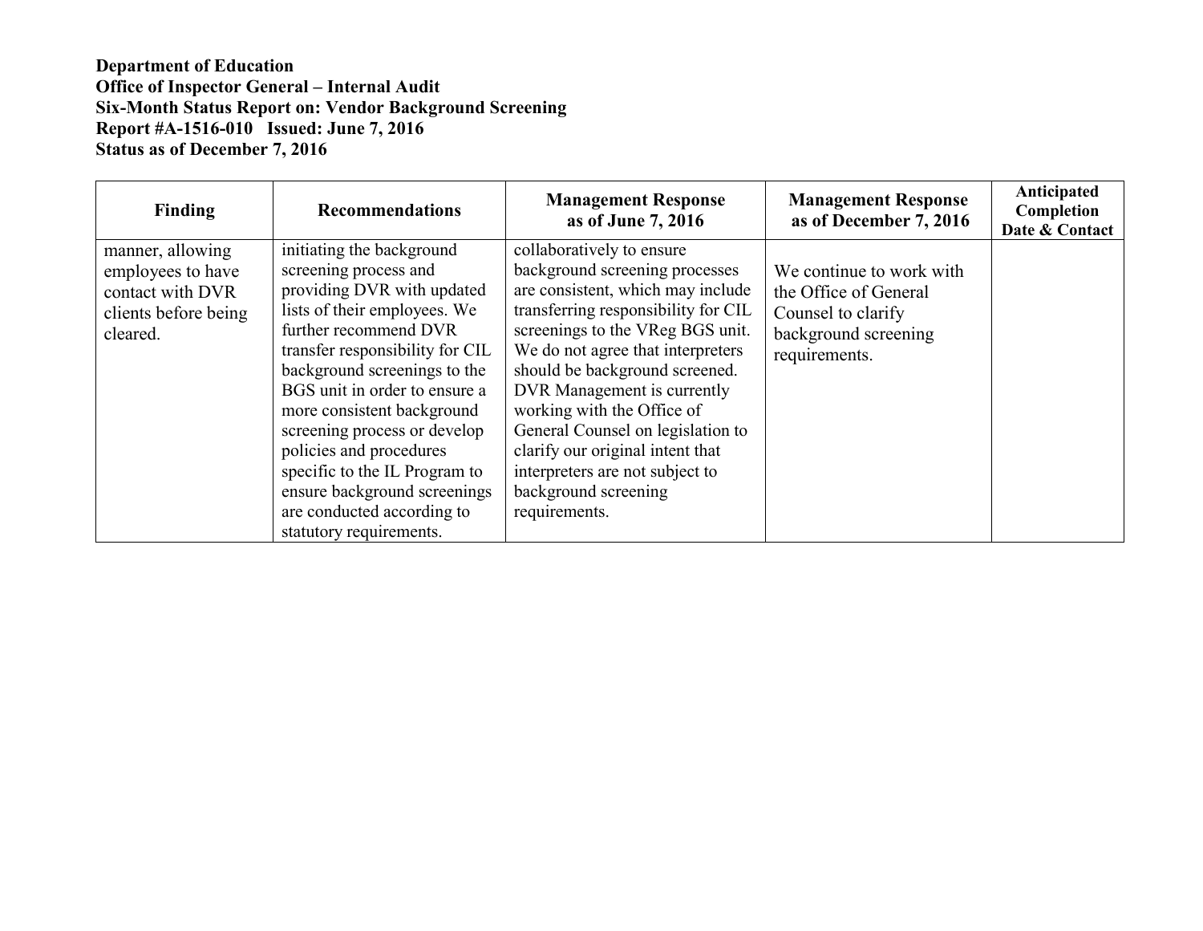**Department of Education**
**Office of Inspector General – Internal Audit**
**Six-Month Status Report on: Vendor Background Screening**
**Report #A-1516-010 Issued: June 7, 2016**
**Status as of December 7, 2016**

| Finding | Recommendations | Management Response as of June 7, 2016 | Management Response as of December 7, 2016 | Anticipated Completion Date & Contact |
|---|---|---|---|---|
| manner, allowing employees to have contact with DVR clients before being cleared. | initiating the background screening process and providing DVR with updated lists of their employees. We further recommend DVR transfer responsibility for CIL background screenings to the BGS unit in order to ensure a more consistent background screening process or develop policies and procedures specific to the IL Program to ensure background screenings are conducted according to statutory requirements. | collaboratively to ensure background screening processes are consistent, which may include transferring responsibility for CIL screenings to the VReg BGS unit. We do not agree that interpreters should be background screened. DVR Management is currently working with the Office of General Counsel on legislation to clarify our original intent that interpreters are not subject to background screening requirements. | We continue to work with the Office of General Counsel to clarify background screening requirements. | |